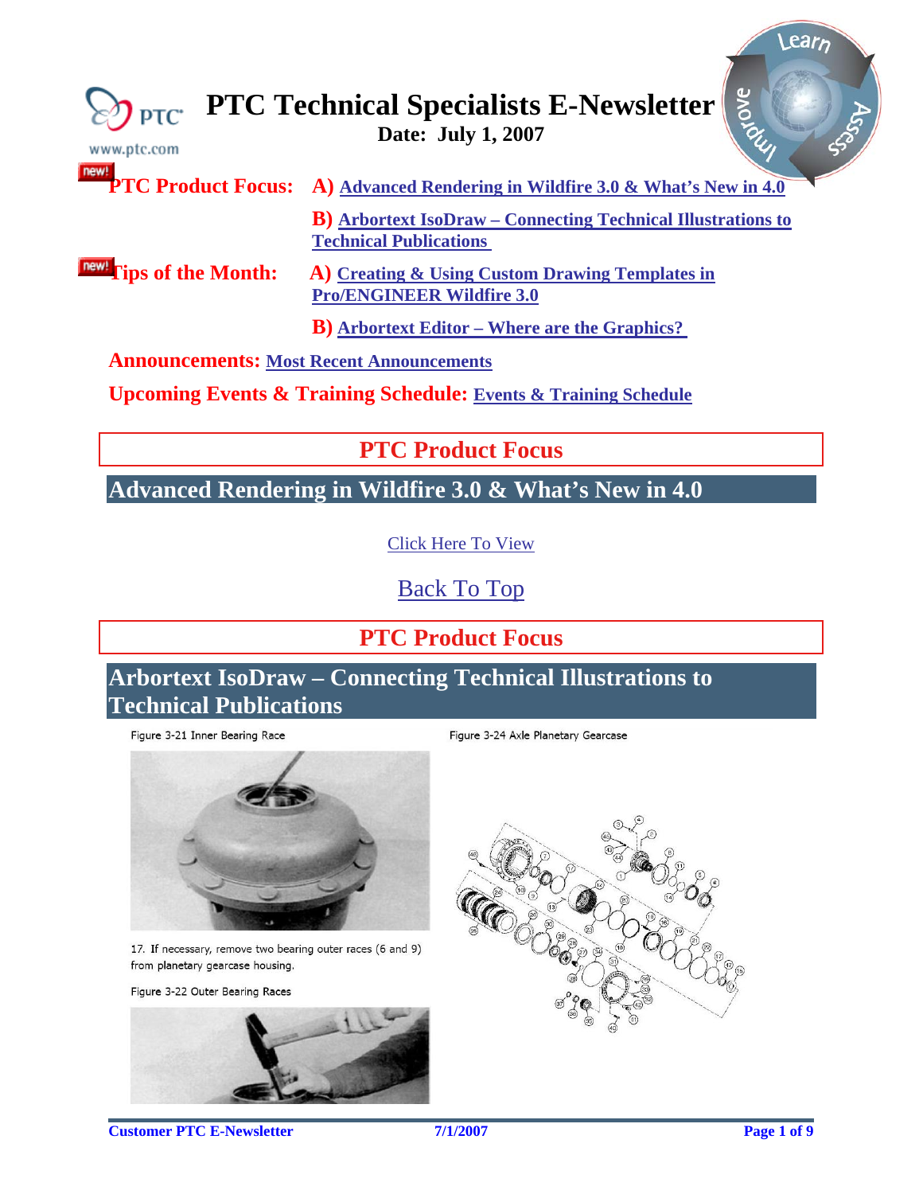# PTC Technical Specialists E-Newsletter

**Date: July 1, 2007**

**PTC Product Focus:** **A)** Advanced Rendering in Wildfire 3.0 & What's New in 4.0

**B)** Arbortext IsoDraw – Connecting Technical Illustrations to Technical Publications

**Tips of the Month:** **A)** Creating & Using Custom Drawing Templates in Pro/ENGINEER Wildfire 3.0

**B)** Arbortext Editor – Where are the Graphics?

**Announcements:** Most Recent Announcements

**Upcoming Events & Training Schedule:** Events & Training Schedule

## PTC Product Focus

## Advanced Rendering in Wildfire 3.0 & What's New in 4.0

Click Here To View

Back To Top

## PTC Product Focus

## Arbortext IsoDraw – Connecting Technical Illustrations to Technical Publications

Figure 3-21 Inner Bearing Race

17. If necessary, remove two bearing outer races (6 and 9) from planetary gearcase housing.

Figure 3-22 Outer Bearing Races

Figure 3-24 Axle Planetary Gearcase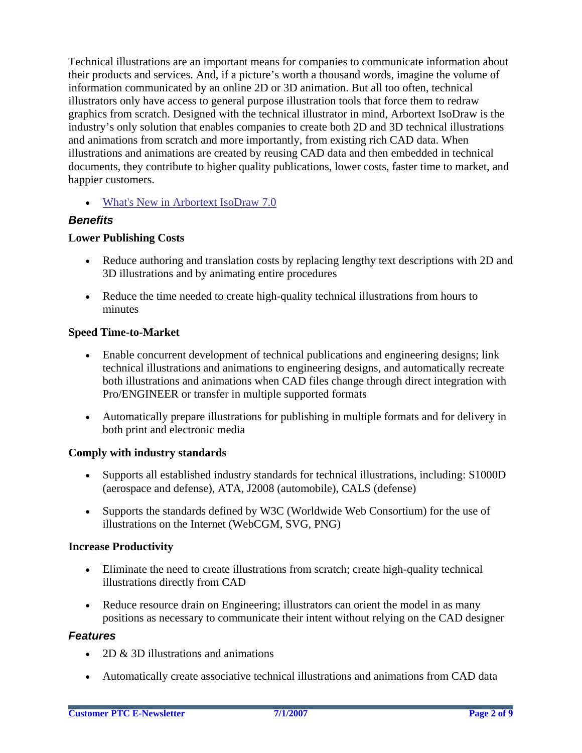Technical illustrations are an important means for companies to communicate information about their products and services. And, if a picture's worth a thousand words, imagine the volume of information communicated by an online 2D or 3D animation. But all too often, technical illustrators only have access to general purpose illustration tools that force them to redraw graphics from scratch. Designed with the technical illustrator in mind, Arbortext IsoDraw is the industry's only solution that enables companies to create both 2D and 3D technical illustrations and animations from scratch and more importantly, from existing rich CAD data. When illustrations and animations are created by reusing CAD data and then embedded in technical documents, they contribute to higher quality publications, lower costs, faster time to market, and happier customers.

- What's New in Arbortext IsoDraw 7.0

### *Benefits*

**Lower Publishing Costs**

- Reduce authoring and translation costs by replacing lengthy text descriptions with 2D and 3D illustrations and by animating entire procedures
- Reduce the time needed to create high-quality technical illustrations from hours to minutes

**Speed Time-to-Market**

- Enable concurrent development of technical publications and engineering designs; link technical illustrations and animations to engineering designs, and automatically recreate both illustrations and animations when CAD files change through direct integration with Pro/ENGINEER or transfer in multiple supported formats
- Automatically prepare illustrations for publishing in multiple formats and for delivery in both print and electronic media

**Comply with industry standards**

- Supports all established industry standards for technical illustrations, including: S1000D (aerospace and defense), ATA, J2008 (automobile), CALS (defense)
- Supports the standards defined by W3C (Worldwide Web Consortium) for the use of illustrations on the Internet (WebCGM, SVG, PNG)

**Increase Productivity**

- Eliminate the need to create illustrations from scratch; create high-quality technical illustrations directly from CAD
- Reduce resource drain on Engineering; illustrators can orient the model in as many positions as necessary to communicate their intent without relying on the CAD designer

### *Features*

- 2D & 3D illustrations and animations
- Automatically create associative technical illustrations and animations from CAD data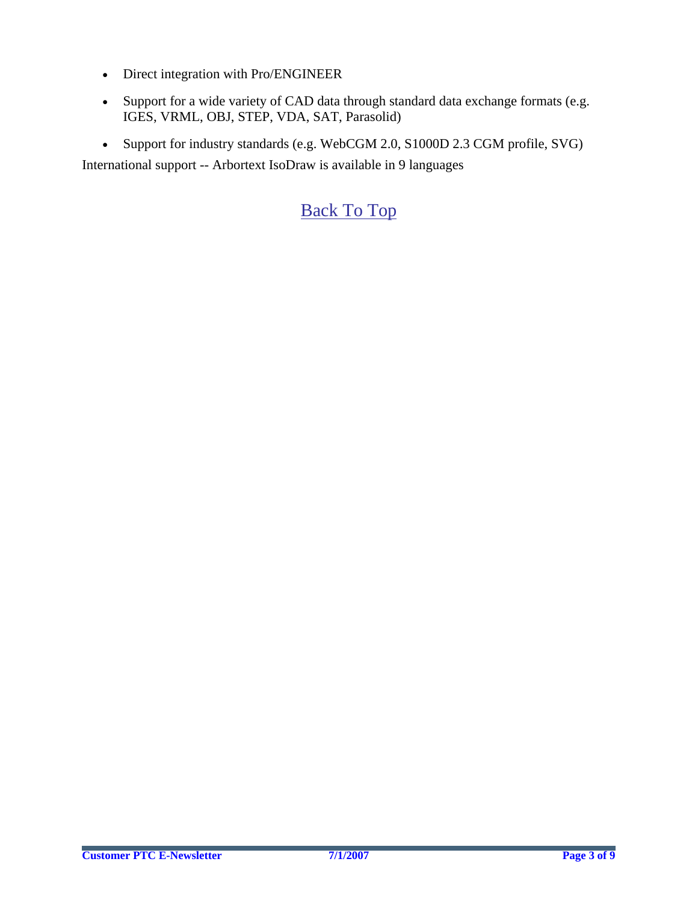- Direct integration with Pro/ENGINEER
- Support for a wide variety of CAD data through standard data exchange formats (e.g. IGES, VRML, OBJ, STEP, VDA, SAT, Parasolid)
- Support for industry standards (e.g. WebCGM 2.0, S1000D 2.3 CGM profile, SVG)

International support -- Arbortext IsoDraw is available in 9 languages

Back To Top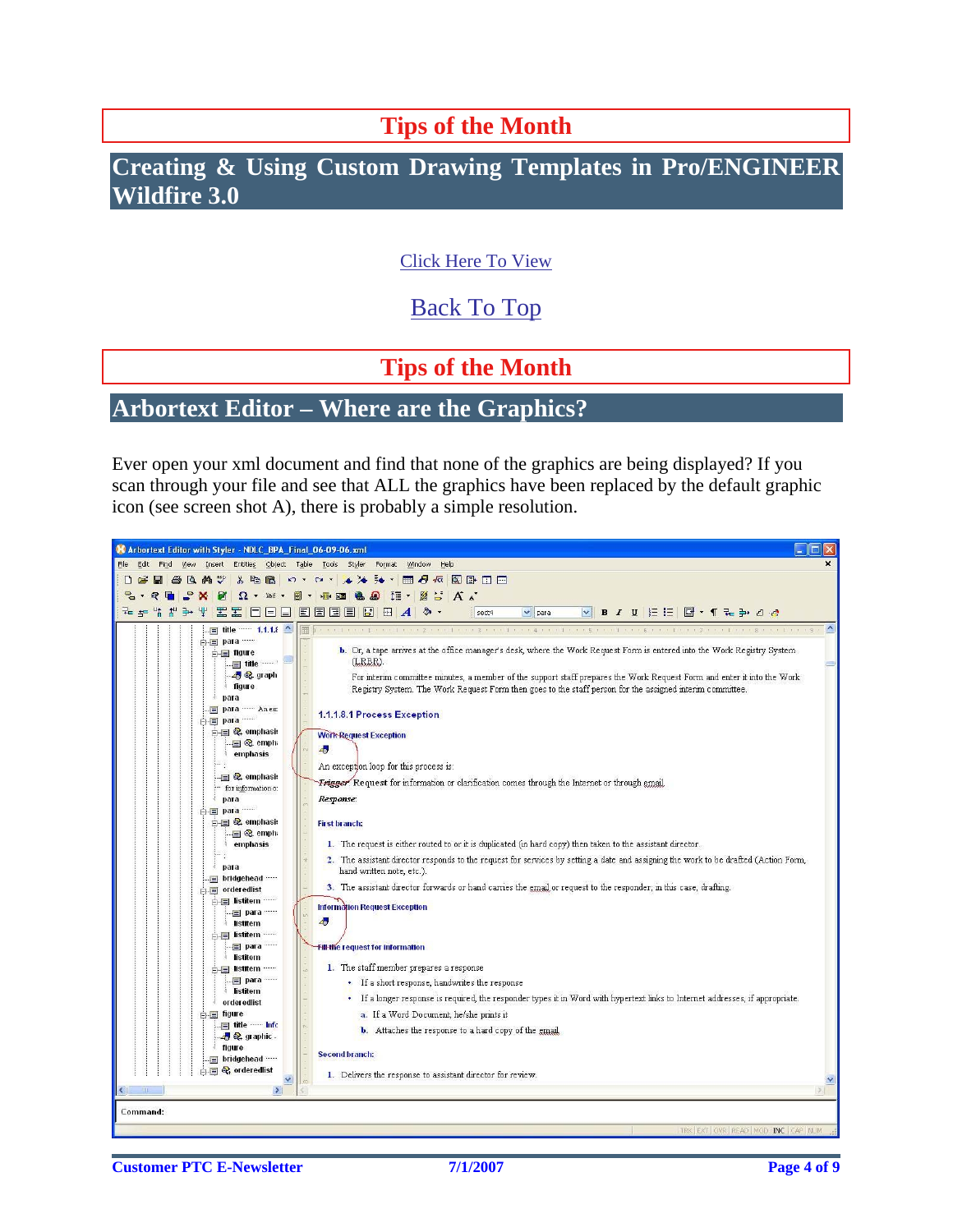## Tips of the Month

## Creating & Using Custom Drawing Templates in Pro/ENGINEER Wildfire 3.0

Click Here To View

Back To Top

## Tips of the Month

## Arbortext Editor – Where are the Graphics?

Ever open your xml document and find that none of the graphics are being displayed? If you scan through your file and see that ALL the graphics have been replaced by the default graphic icon (see screen shot A), there is probably a simple resolution.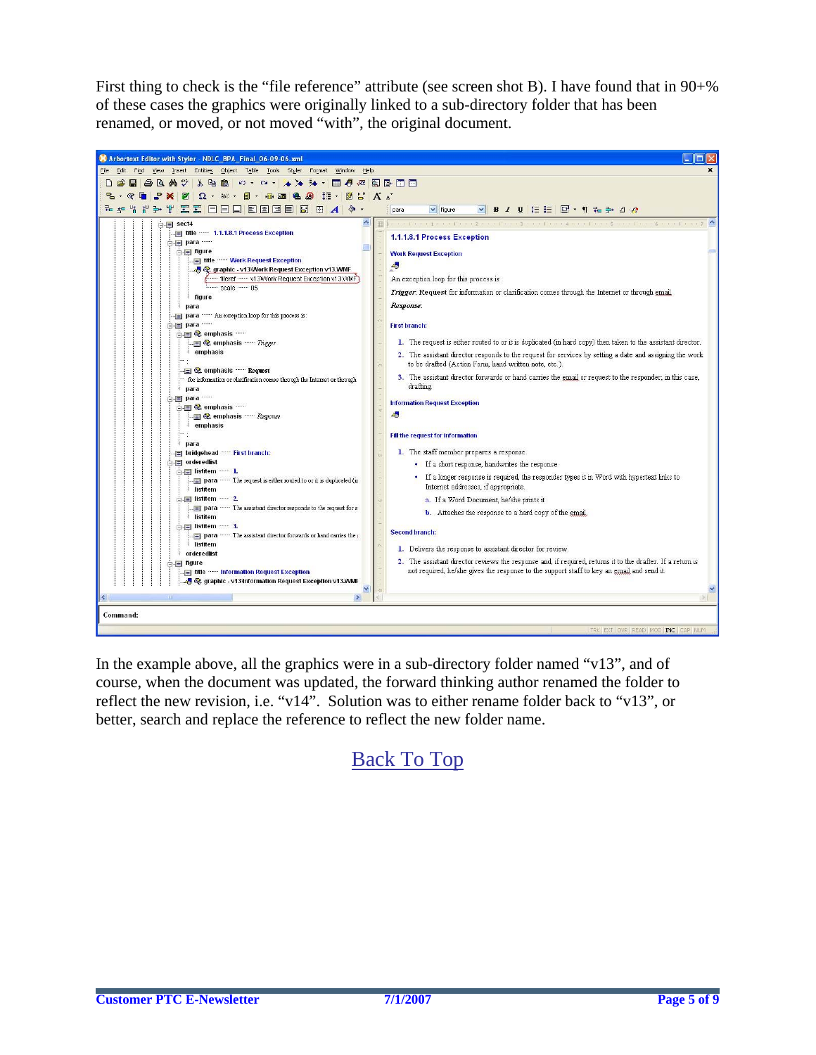First thing to check is the “file reference” attribute (see screen shot B). I have found that in 90+% of these cases the graphics were originally linked to a sub-directory folder that has been renamed, or moved, or not moved “with”, the original document.

In the example above, all the graphics were in a sub-directory folder named “v13”, and of course, when the document was updated, the forward thinking author renamed the folder to reflect the new revision, i.e. “v14”. Solution was to either rename folder back to “v13”, or better, search and replace the reference to reflect the new folder name.

Back To Top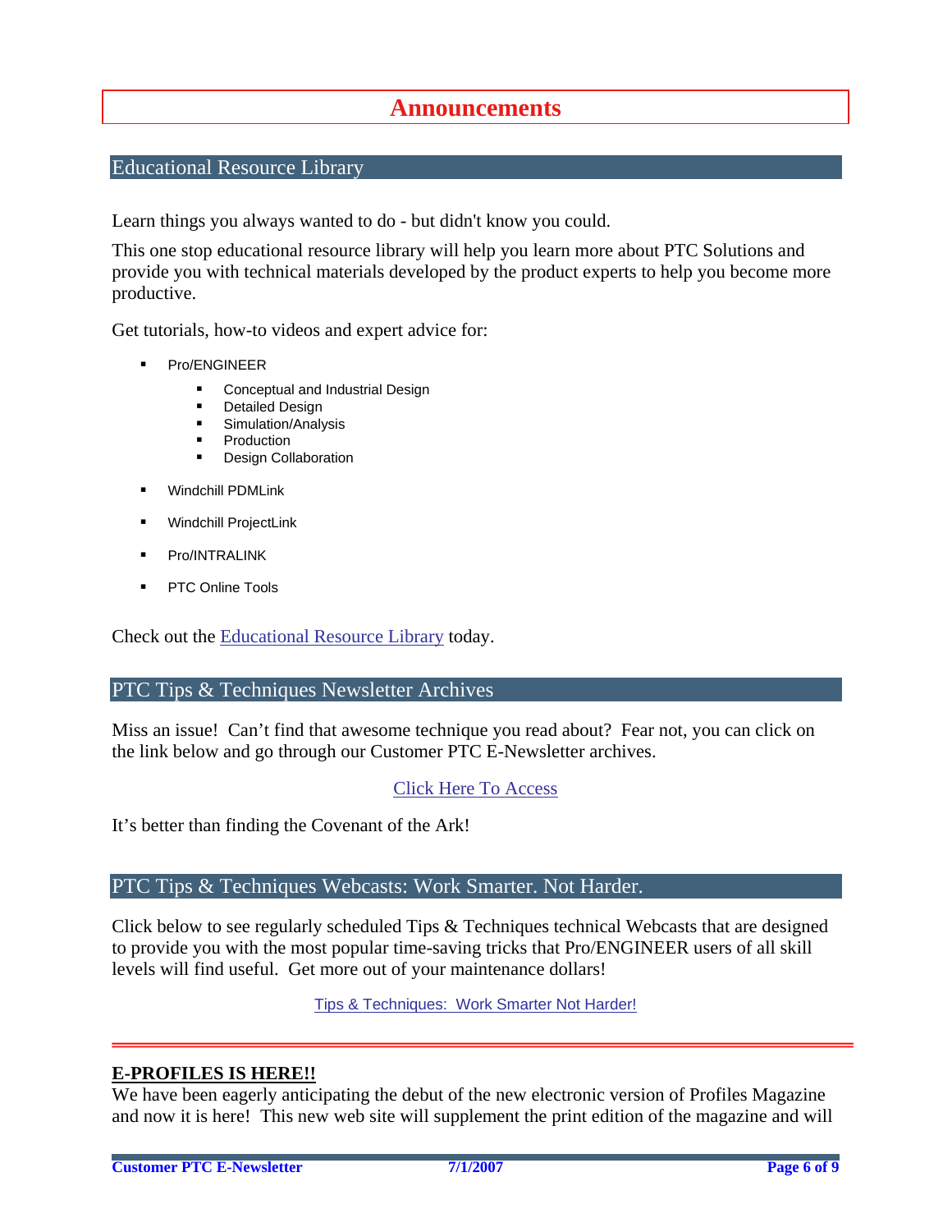# Announcements

## Educational Resource Library

Learn things you always wanted to do - but didn't know you could.

This one stop educational resource library will help you learn more about PTC Solutions and provide you with technical materials developed by the product experts to help you become more productive.

Get tutorials, how-to videos and expert advice for:

- Pro/ENGINEER
  - Conceptual and Industrial Design
  - Detailed Design
  - Simulation/Analysis
  - Production
  - Design Collaboration
- Windchill PDMLink
- Windchill ProjectLink
- Pro/INTRALINK
- PTC Online Tools

Check out the Educational Resource Library today.

## PTC Tips & Techniques Newsletter Archives

Miss an issue! Can't find that awesome technique you read about? Fear not, you can click on the link below and go through our Customer PTC E-Newsletter archives.

Click Here To Access

It's better than finding the Covenant of the Ark!

## PTC Tips & Techniques Webcasts: Work Smarter. Not Harder.

Click below to see regularly scheduled Tips & Techniques technical Webcasts that are designed to provide you with the most popular time-saving tricks that Pro/ENGINEER users of all skill levels will find useful. Get more out of your maintenance dollars!

Tips & Techniques: Work Smarter Not Harder!

---

**E-PROFILES IS HERE!!**

We have been eagerly anticipating the debut of the new electronic version of Profiles Magazine and now it is here! This new web site will supplement the print edition of the magazine and will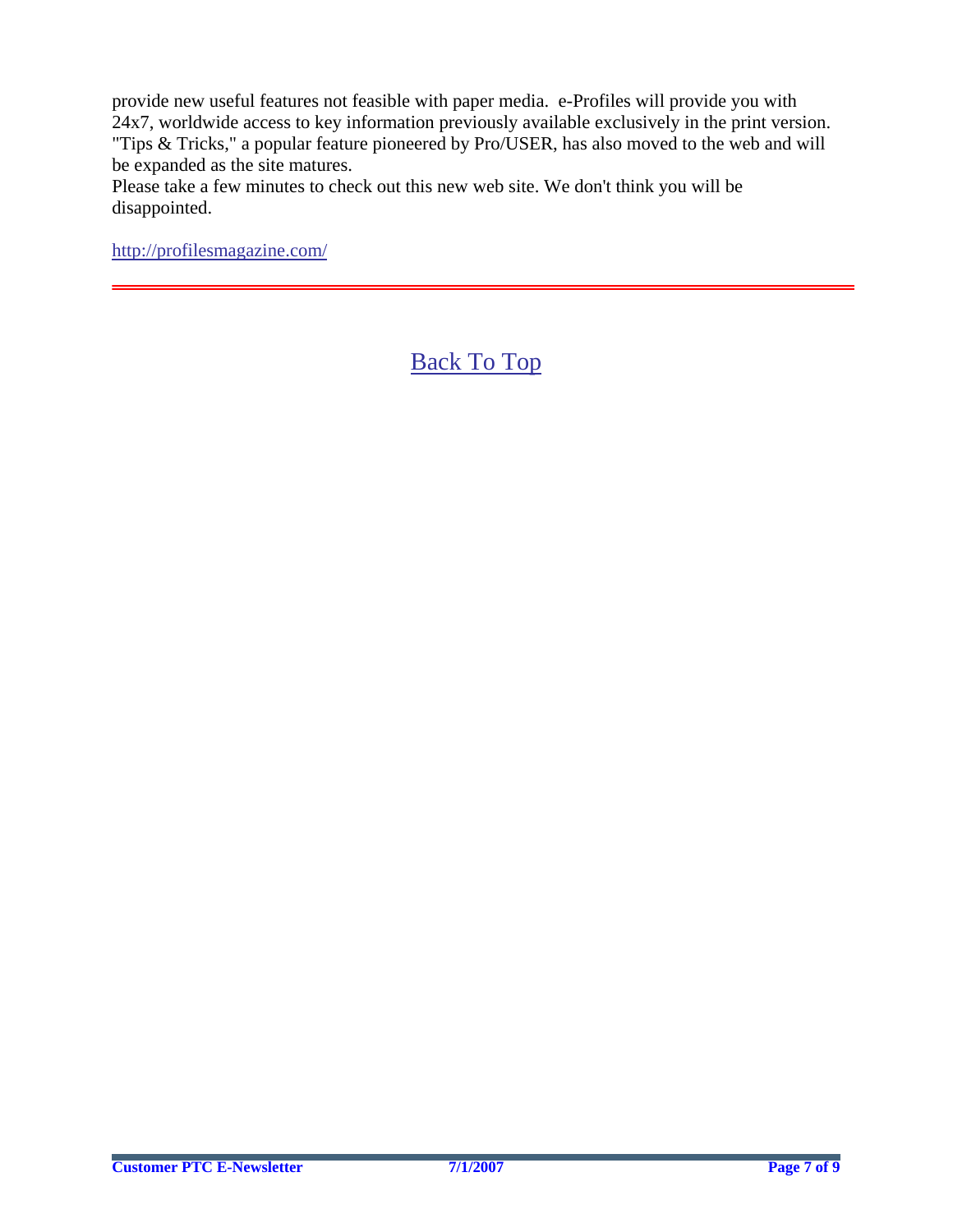provide new useful features not feasible with paper media.  e-Profiles will provide you with 24x7, worldwide access to key information previously available exclusively in the print version. "Tips & Tricks," a popular feature pioneered by Pro/USER, has also moved to the web and will be expanded as the site matures.
Please take a few minutes to check out this new web site. We don't think you will be disappointed.

http://profilesmagazine.com/

---

Back To Top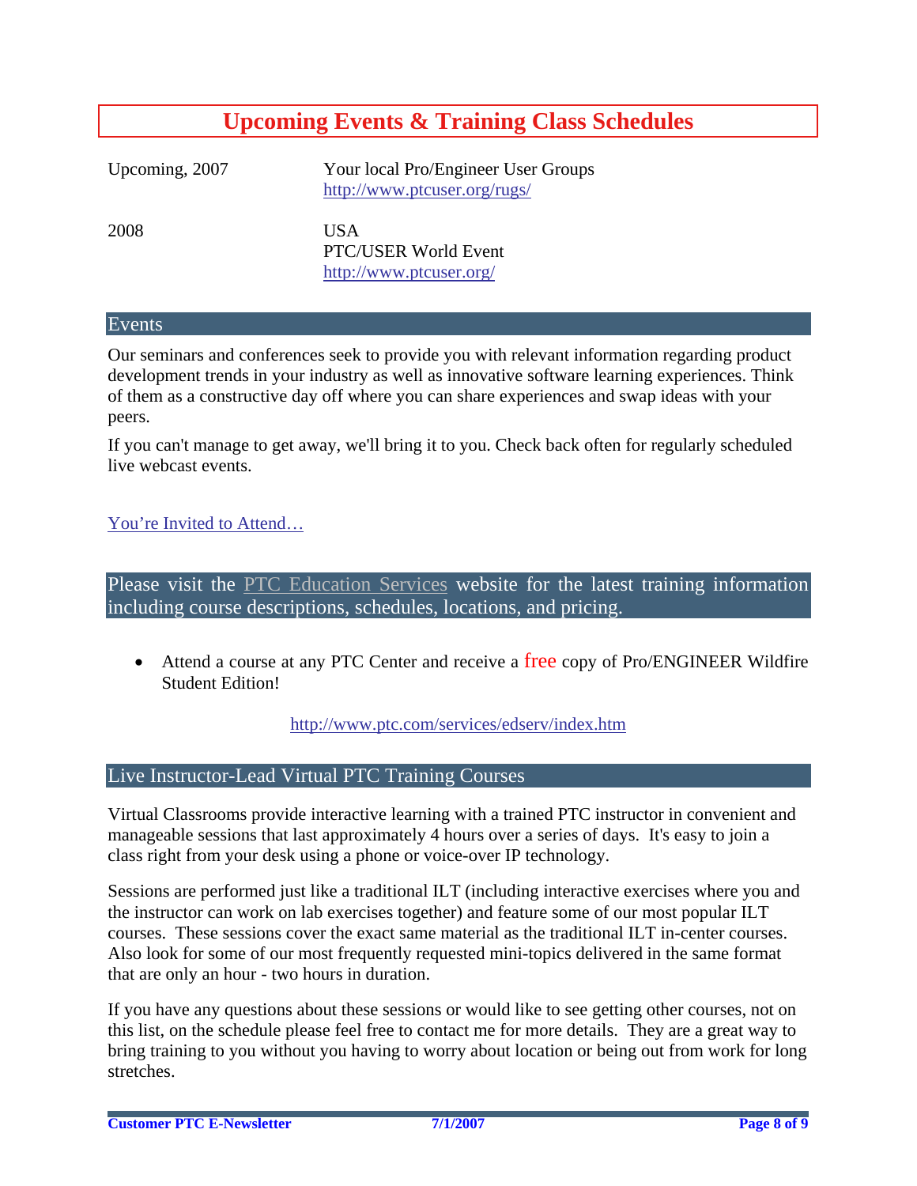# Upcoming Events & Training Class Schedules

| | |
|---|---|
| Upcoming, 2007 | Your local Pro/Engineer User Groups<br>http://www.ptcuser.org/rugs/ |
| 2008 | USA<br>PTC/USER World Event<br>http://www.ptcuser.org/ |

## Events

Our seminars and conferences seek to provide you with relevant information regarding product development trends in your industry as well as innovative software learning experiences. Think of them as a constructive day off where you can share experiences and swap ideas with your peers.

If you can't manage to get away, we'll bring it to you. Check back often for regularly scheduled live webcast events.

You're Invited to Attend…

## Please visit the PTC Education Services website for the latest training information including course descriptions, schedules, locations, and pricing.

- Attend a course at any PTC Center and receive a free copy of Pro/ENGINEER Wildfire Student Edition!

http://www.ptc.com/services/edserv/index.htm

## Live Instructor-Lead Virtual PTC Training Courses

Virtual Classrooms provide interactive learning with a trained PTC instructor in convenient and manageable sessions that last approximately 4 hours over a series of days. It's easy to join a class right from your desk using a phone or voice-over IP technology.

Sessions are performed just like a traditional ILT (including interactive exercises where you and the instructor can work on lab exercises together) and feature some of our most popular ILT courses. These sessions cover the exact same material as the traditional ILT in-center courses. Also look for some of our most frequently requested mini-topics delivered in the same format that are only an hour - two hours in duration.

If you have any questions about these sessions or would like to see getting other courses, not on this list, on the schedule please feel free to contact me for more details. They are a great way to bring training to you without you having to worry about location or being out from work for long stretches.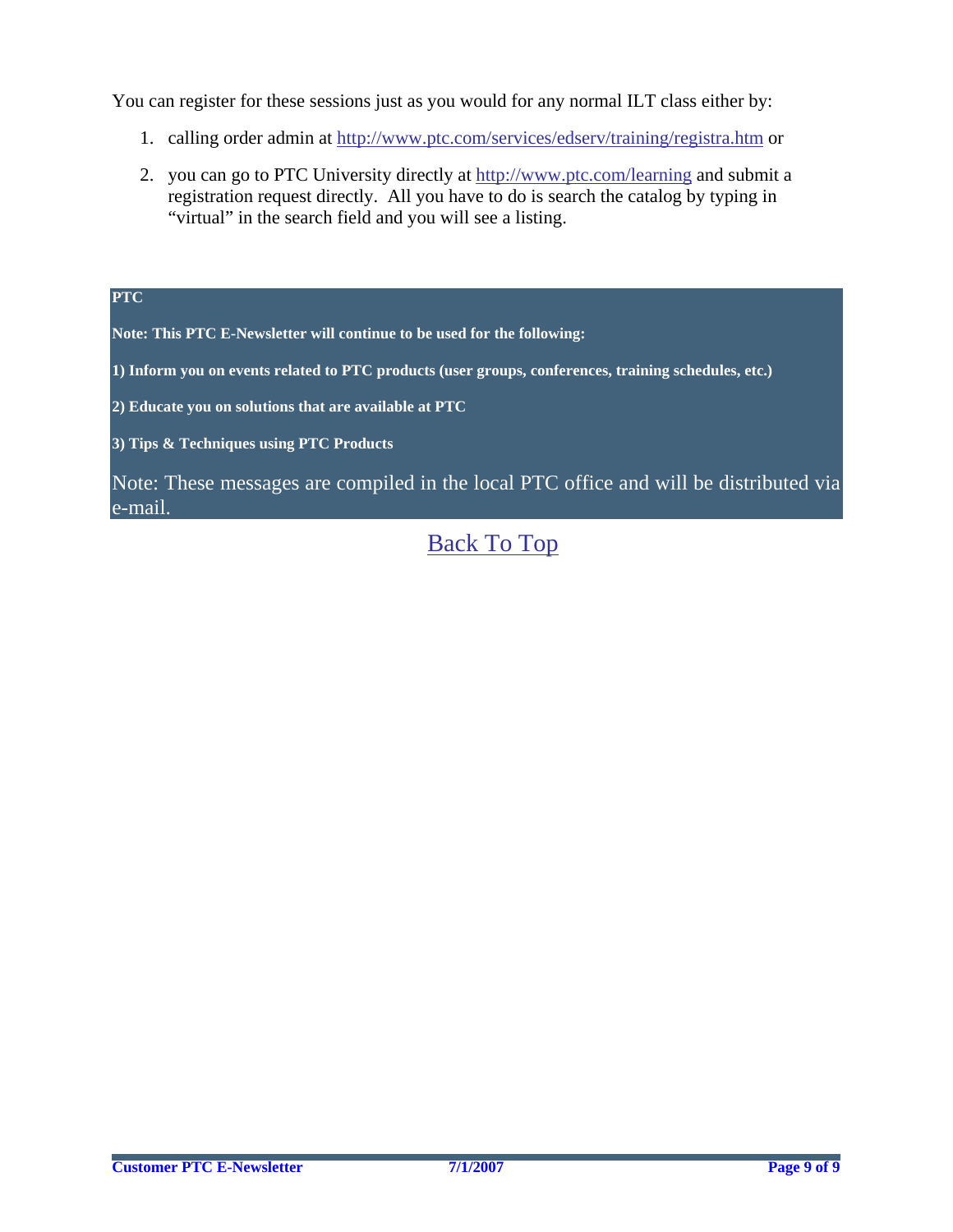You can register for these sessions just as you would for any normal ILT class either by:

1. calling order admin at http://www.ptc.com/services/edserv/training/registra.htm or
2. you can go to PTC University directly at http://www.ptc.com/learning and submit a registration request directly.  All you have to do is search the catalog by typing in "virtual" in the search field and you will see a listing.

**PTC**

**Note: This PTC E-Newsletter will continue to be used for the following:**

**1) Inform you on events related to PTC products (user groups, conferences, training schedules, etc.)**

**2) Educate you on solutions that are available at PTC**

**3) Tips & Techniques using PTC Products**

Note: These messages are compiled in the local PTC office and will be distributed via e-mail.

Back To Top